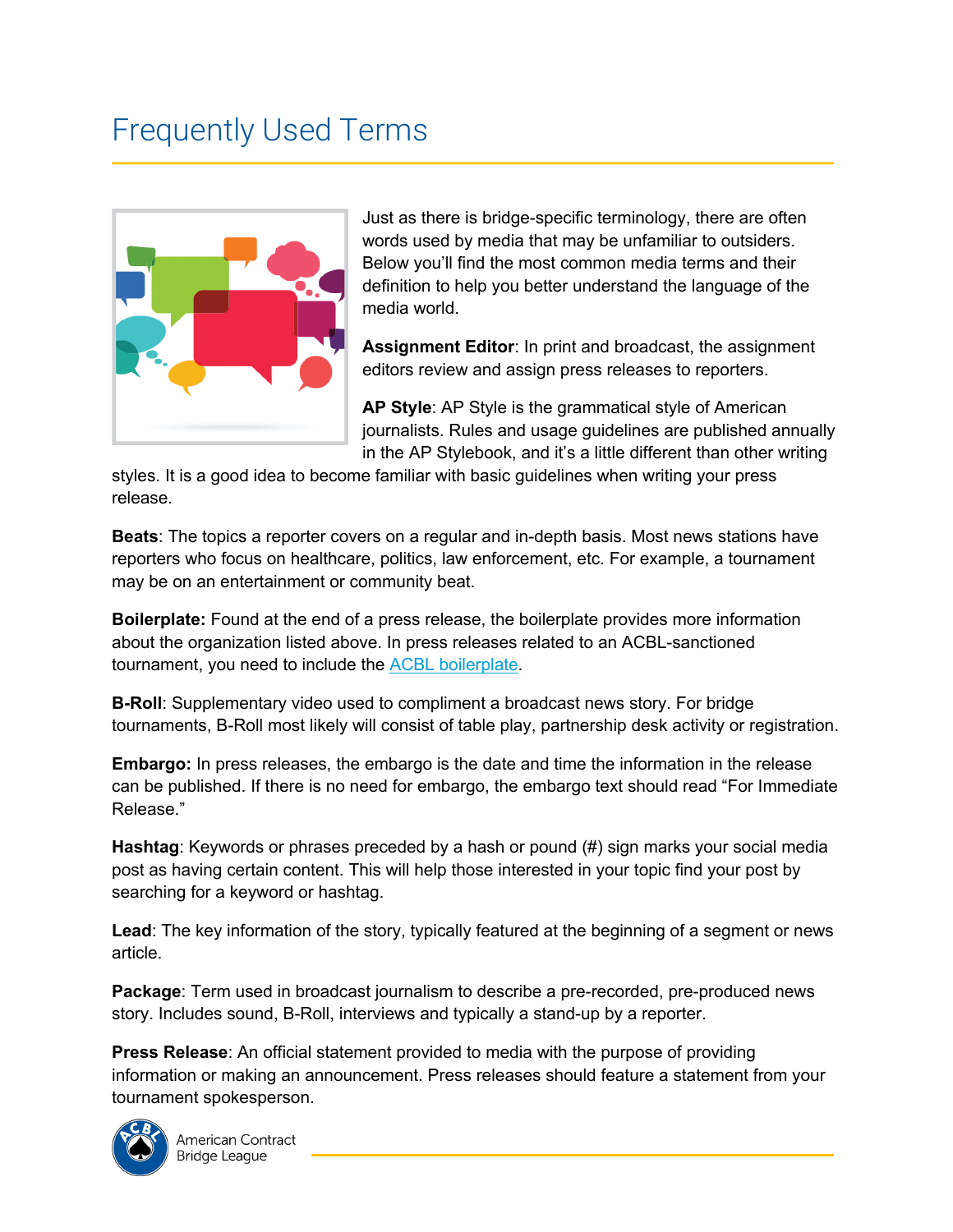# Frequently Used Terms

Just as there is bridge-specific terminology, there are often words used by media that may be unfamiliar to outsiders. Below you'll find the most common media terms and their definition to help you better understand the language of the media world.

**Assignment Editor**: In print and broadcast, the assignment editors review and assign press releases to reporters.

**AP Style**: AP Style is the grammatical style of American journalists. Rules and usage guidelines are published annually in the AP Stylebook, and it's a little different than other writing styles. It is a good idea to become familiar with basic guidelines when writing your press release.

**Beats**: The topics a reporter covers on a regular and in-depth basis. Most news stations have reporters who focus on healthcare, politics, law enforcement, etc. For example, a tournament may be on an entertainment or community beat.

**Boilerplate:** Found at the end of a press release, the boilerplate provides more information about the organization listed above. In press releases related to an ACBL-sanctioned tournament, you need to include the ACBL boilerplate.

**B-Roll**: Supplementary video used to compliment a broadcast news story. For bridge tournaments, B-Roll most likely will consist of table play, partnership desk activity or registration.

**Embargo:** In press releases, the embargo is the date and time the information in the release can be published. If there is no need for embargo, the embargo text should read "For Immediate Release."

**Hashtag**: Keywords or phrases preceded by a hash or pound (#) sign marks your social media post as having certain content. This will help those interested in your topic find your post by searching for a keyword or hashtag.

**Lead**: The key information of the story, typically featured at the beginning of a segment or news article.

**Package**: Term used in broadcast journalism to describe a pre-recorded, pre-produced news story. Includes sound, B-Roll, interviews and typically a stand-up by a reporter.

**Press Release**: An official statement provided to media with the purpose of providing information or making an announcement. Press releases should feature a statement from your tournament spokesperson.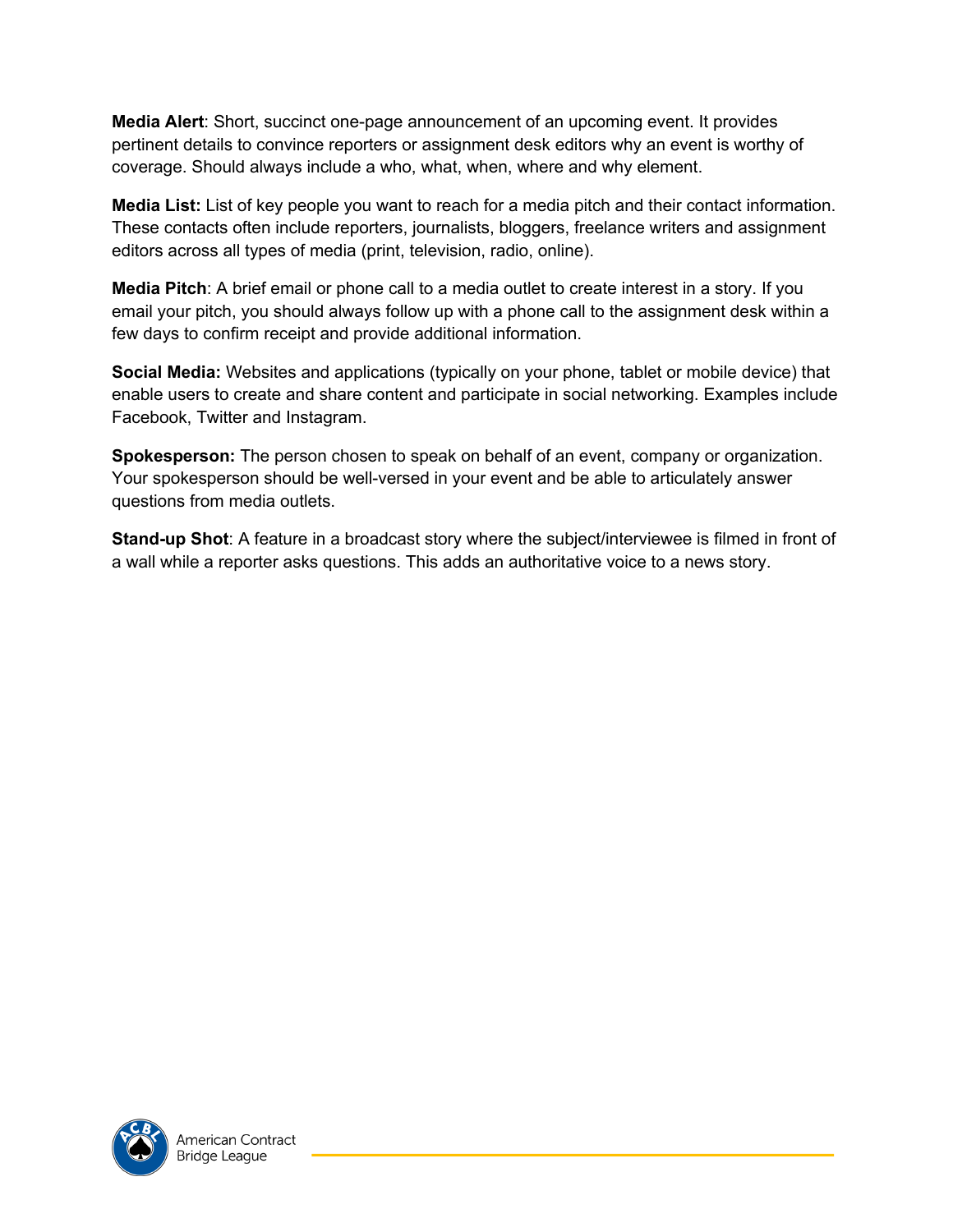**Media Alert**: Short, succinct one-page announcement of an upcoming event. It provides pertinent details to convince reporters or assignment desk editors why an event is worthy of coverage. Should always include a who, what, when, where and why element.

**Media List:** List of key people you want to reach for a media pitch and their contact information. These contacts often include reporters, journalists, bloggers, freelance writers and assignment editors across all types of media (print, television, radio, online).

**Media Pitch**: A brief email or phone call to a media outlet to create interest in a story. If you email your pitch, you should always follow up with a phone call to the assignment desk within a few days to confirm receipt and provide additional information.

**Social Media:** Websites and applications (typically on your phone, tablet or mobile device) that enable users to create and share content and participate in social networking. Examples include Facebook, Twitter and Instagram.

**Spokesperson:** The person chosen to speak on behalf of an event, company or organization. Your spokesperson should be well-versed in your event and be able to articulately answer questions from media outlets.

**Stand-up Shot**: A feature in a broadcast story where the subject/interviewee is filmed in front of a wall while a reporter asks questions. This adds an authoritative voice to a news story.